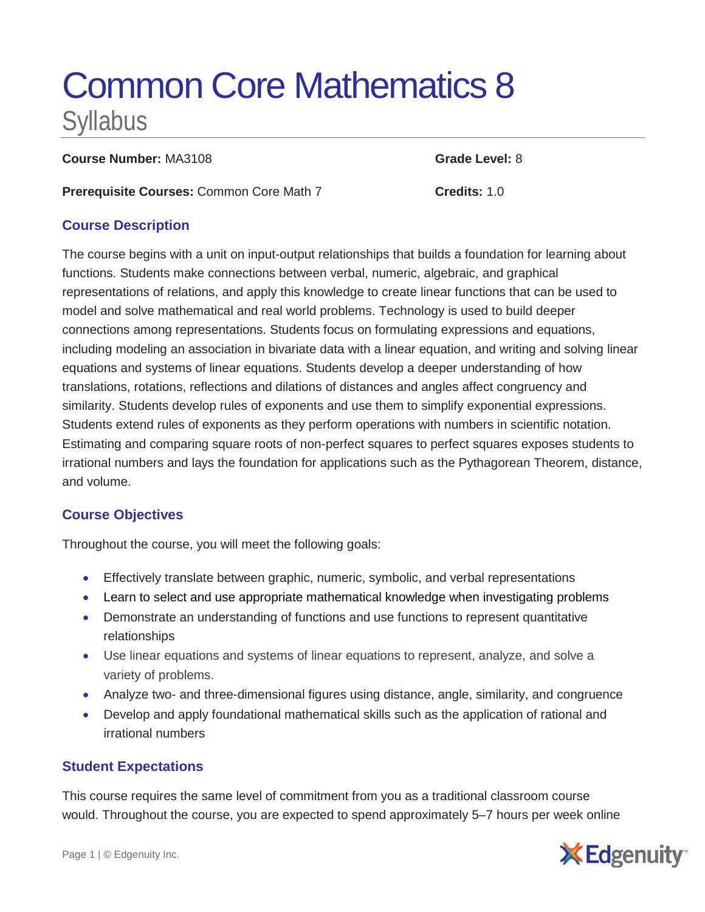# Common Core Mathematics 8

## Syllabus

**Course Number:** MA3108

**Grade Level:** 8

**Prerequisite Courses:** Common Core Math 7

**Credits:** 1.0

### Course Description

The course begins with a unit on input-output relationships that builds a foundation for learning about functions. Students make connections between verbal, numeric, algebraic, and graphical representations of relations, and apply this knowledge to create linear functions that can be used to model and solve mathematical and real world problems. Technology is used to build deeper connections among representations. Students focus on formulating expressions and equations, including modeling an association in bivariate data with a linear equation, and writing and solving linear equations and systems of linear equations. Students develop a deeper understanding of how translations, rotations, reflections and dilations of distances and angles affect congruency and similarity. Students develop rules of exponents and use them to simplify exponential expressions. Students extend rules of exponents as they perform operations with numbers in scientific notation. Estimating and comparing square roots of non-perfect squares to perfect squares exposes students to irrational numbers and lays the foundation for applications such as the Pythagorean Theorem, distance, and volume.

### Course Objectives

Throughout the course, you will meet the following goals:

- Effectively translate between graphic, numeric, symbolic, and verbal representations
- Learn to select and use appropriate mathematical knowledge when investigating problems
- Demonstrate an understanding of functions and use functions to represent quantitative relationships
- Use linear equations and systems of linear equations to represent, analyze, and solve a variety of problems.
- Analyze two- and three-dimensional figures using distance, angle, similarity, and congruence
- Develop and apply foundational mathematical skills such as the application of rational and irrational numbers

### Student Expectations

This course requires the same level of commitment from you as a traditional classroom course would. Throughout the course, you are expected to spend approximately 5–7 hours per week online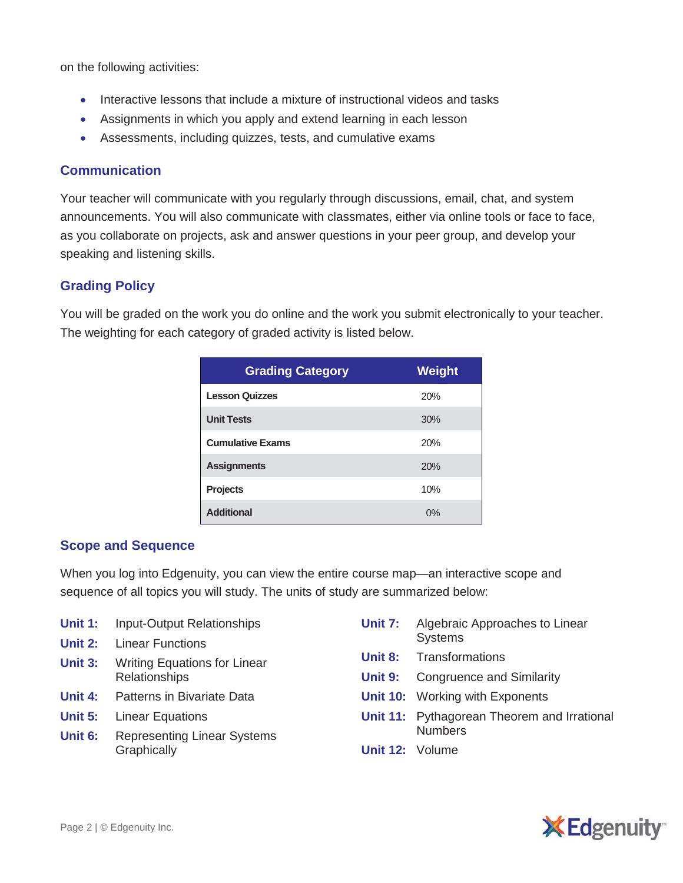on the following activities:

- Interactive lessons that include a mixture of instructional videos and tasks
- Assignments in which you apply and extend learning in each lesson
- Assessments, including quizzes, tests, and cumulative exams

## Communication

Your teacher will communicate with you regularly through discussions, email, chat, and system announcements. You will also communicate with classmates, either via online tools or face to face, as you collaborate on projects, ask and answer questions in your peer group, and develop your speaking and listening skills.

## Grading Policy

You will be graded on the work you do online and the work you submit electronically to your teacher. The weighting for each category of graded activity is listed below.

| Grading Category | Weight |
|---|---|
| **Lesson Quizzes** | 20% |
| **Unit Tests** | 30% |
| **Cumulative Exams** | 20% |
| **Assignments** | 20% |
| **Projects** | 10% |
| **Additional** | 0% |

## Scope and Sequence

When you log into Edgenuity, you can view the entire course map—an interactive scope and sequence of all topics you will study. The units of study are summarized below:

**Unit 1:** Input-Output Relationships
**Unit 2:** Linear Functions
**Unit 3:** Writing Equations for Linear Relationships
**Unit 4:** Patterns in Bivariate Data
**Unit 5:** Linear Equations
**Unit 6:** Representing Linear Systems Graphically
**Unit 7:** Algebraic Approaches to Linear Systems
**Unit 8:** Transformations
**Unit 9:** Congruence and Similarity
**Unit 10:** Working with Exponents
**Unit 11:** Pythagorean Theorem and Irrational Numbers
**Unit 12:** Volume